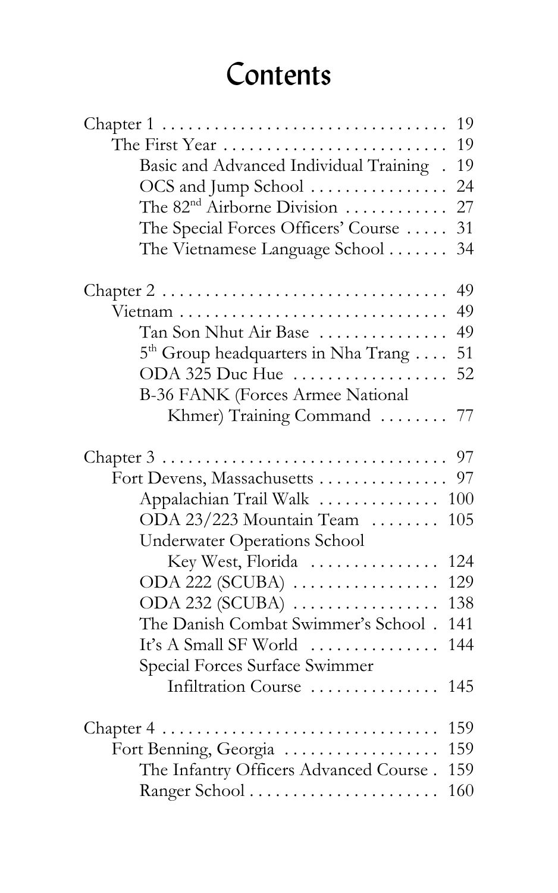# Contents

- Chapter 1 ... 19
  - The First Year ... 19
    - Basic and Advanced Individual Training ... 19
    - OCS and Jump School ... 24
    - The 82nd Airborne Division ... 27
    - The Special Forces Officers' Course ... 31
    - The Vietnamese Language School ... 34

- Chapter 2 ... 49
  - Vietnam ... 49
    - Tan Son Nhut Air Base ... 49
    - 5th Group headquarters in Nha Trang ... 51
    - ODA 325 Duc Hue ... 52
    - B-36 FANK (Forces Armee National Khmer) Training Command ... 77

- Chapter 3 ... 97
  - Fort Devens, Massachusetts ... 97
    - Appalachian Trail Walk ... 100
    - ODA 23/223 Mountain Team ... 105
    - Underwater Operations School Key West, Florida ... 124
    - ODA 222 (SCUBA) ... 129
    - ODA 232 (SCUBA) ... 138
    - The Danish Combat Swimmer's School ... 141
    - It's A Small SF World ... 144
    - Special Forces Surface Swimmer Infiltration Course ... 145

- Chapter 4 ... 159
  - Fort Benning, Georgia ... 159
    - The Infantry Officers Advanced Course ... 159
    - Ranger School ... 160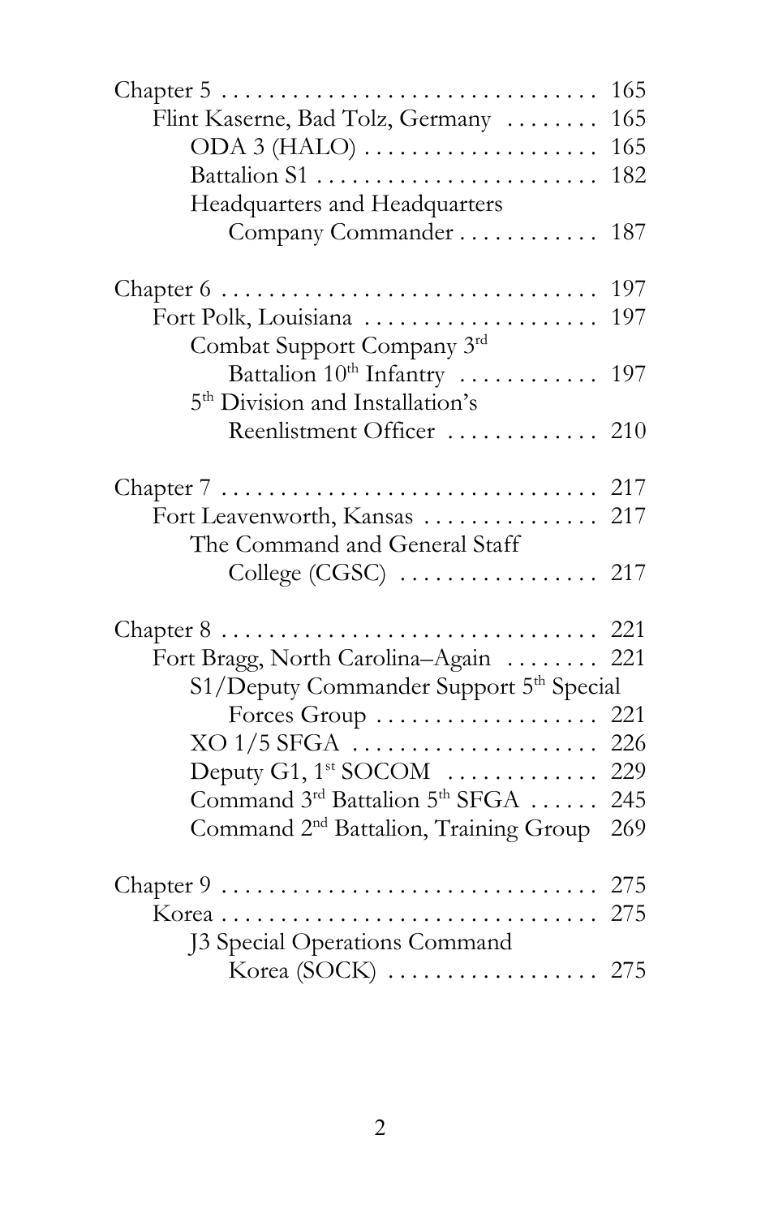Chapter 5 . . . . . . . . . . . . . . . . . . . . . . . . . . . . . . . . 165
  Flint Kaserne, Bad Tolz, Germany . . . . . . . . 165
    ODA 3 (HALO) . . . . . . . . . . . . . . . . . . . . 165
    Battalion S1 . . . . . . . . . . . . . . . . . . . . . . . . 182
    Headquarters and Headquarters
      Company Commander . . . . . . . . . . . . 187

Chapter 6 . . . . . . . . . . . . . . . . . . . . . . . . . . . . . . . . 197
  Fort Polk, Louisiana . . . . . . . . . . . . . . . . . . . . 197
    Combat Support Company 3rd
      Battalion 10th Infantry . . . . . . . . . . . . 197
    5th Division and Installation's
      Reenlistment Officer . . . . . . . . . . . . . 210

Chapter 7 . . . . . . . . . . . . . . . . . . . . . . . . . . . . . . . . 217
  Fort Leavenworth, Kansas . . . . . . . . . . . . . . . 217
    The Command and General Staff
      College (CGSC) . . . . . . . . . . . . . . . . . 217

Chapter 8 . . . . . . . . . . . . . . . . . . . . . . . . . . . . . . . . 221
  Fort Bragg, North Carolina–Again . . . . . . . . 221
    S1/Deputy Commander Support 5th Special
      Forces Group . . . . . . . . . . . . . . . . . . . 221
    XO 1/5 SFGA . . . . . . . . . . . . . . . . . . . . . 226
    Deputy G1, 1st SOCOM . . . . . . . . . . . . . 229
    Command 3rd Battalion 5th SFGA . . . . . . 245
    Command 2nd Battalion, Training Group 269

Chapter 9 . . . . . . . . . . . . . . . . . . . . . . . . . . . . . . . . 275
  Korea . . . . . . . . . . . . . . . . . . . . . . . . . . . . . . . . 275
    J3 Special Operations Command
      Korea (SOCK) . . . . . . . . . . . . . . . . . . 275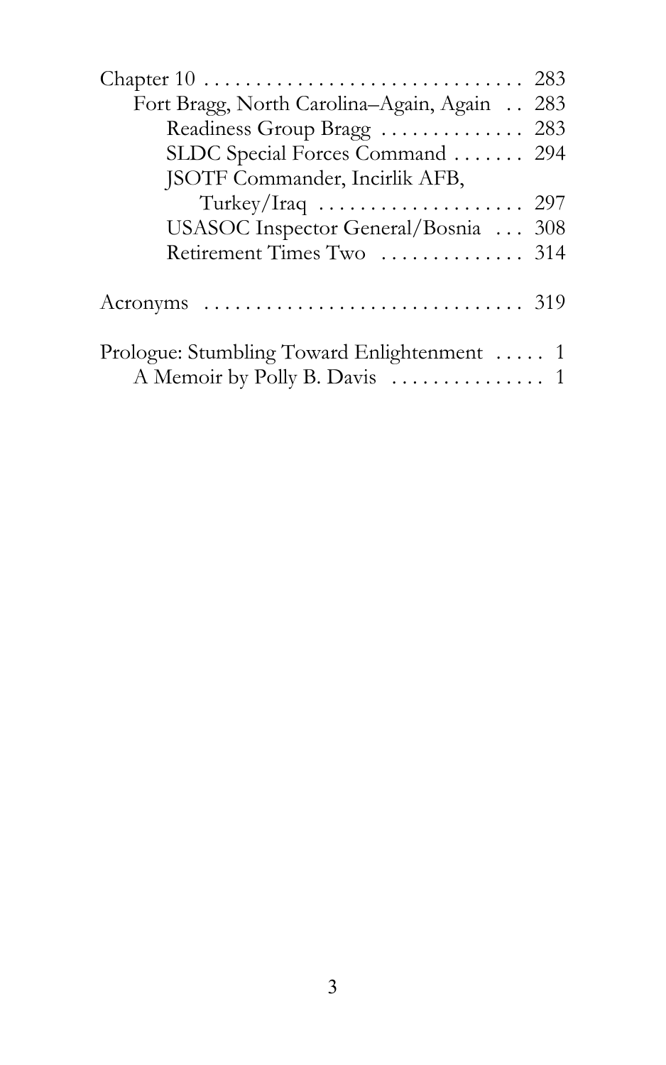Chapter 10 . . . . . . . . . . . . . . . . . . . . . . . . . . . . . . . 283

  Fort Bragg, North Carolina–Again, Again . . 283

    Readiness Group Bragg . . . . . . . . . . . . . . 283

    SLDC Special Forces Command . . . . . . . 294

    JSOTF Commander, Incirlik AFB, Turkey/Iraq . . . . . . . . . . . . . . . . . . . . 297

    USASOC Inspector General/Bosnia . . . 308

    Retirement Times Two . . . . . . . . . . . . . . 314

Acronyms . . . . . . . . . . . . . . . . . . . . . . . . . . . . . . . 319

Prologue: Stumbling Toward Enlightenment . . . . . 1

  A Memoir by Polly B. Davis . . . . . . . . . . . . . . . 1